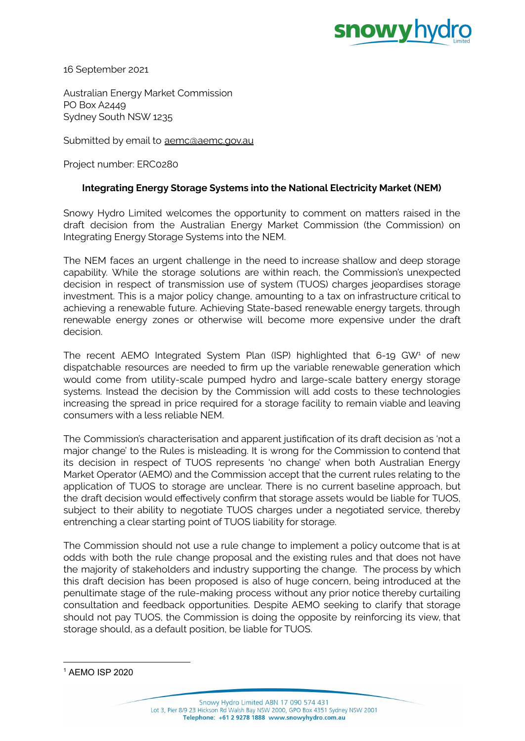16 September 2021

Australian Energy Market Commission
PO Box A2449
Sydney South NSW 1235

Submitted by email to aemc@aemc.gov.au

Project number: ERC0280

**Integrating Energy Storage Systems into the National Electricity Market (NEM)**

Snowy Hydro Limited welcomes the opportunity to comment on matters raised in the draft decision from the Australian Energy Market Commission (the Commission) on Integrating Energy Storage Systems into the NEM.

The NEM faces an urgent challenge in the need to increase shallow and deep storage capability. While the storage solutions are within reach, the Commission's unexpected decision in respect of transmission use of system (TUOS) charges jeopardises storage investment. This is a major policy change, amounting to a tax on infrastructure critical to achieving a renewable future. Achieving State-based renewable energy targets, through renewable energy zones or otherwise will become more expensive under the draft decision.

The recent AEMO Integrated System Plan (ISP) highlighted that 6-19 GW[1] of new dispatchable resources are needed to firm up the variable renewable generation which would come from utility-scale pumped hydro and large-scale battery energy storage systems. Instead the decision by the Commission will add costs to these technologies increasing the spread in price required for a storage facility to remain viable and leaving consumers with a less reliable NEM.

The Commission's characterisation and apparent justification of its draft decision as 'not a major change' to the Rules is misleading. It is wrong for the Commission to contend that its decision in respect of TUOS represents 'no change' when both Australian Energy Market Operator (AEMO) and the Commission accept that the current rules relating to the application of TUOS to storage are unclear. There is no current baseline approach, but the draft decision would effectively confirm that storage assets would be liable for TUOS, subject to their ability to negotiate TUOS charges under a negotiated service, thereby entrenching a clear starting point of TUOS liability for storage.

The Commission should not use a rule change to implement a policy outcome that is at odds with both the rule change proposal and the existing rules and that does not have the majority of stakeholders and industry supporting the change. The process by which this draft decision has been proposed is also of huge concern, being introduced at the penultimate stage of the rule-making process without any prior notice thereby curtailing consultation and feedback opportunities. Despite AEMO seeking to clarify that storage should not pay TUOS, the Commission is doing the opposite by reinforcing its view, that storage should, as a default position, be liable for TUOS.

---

[1] AEMO ISP 2020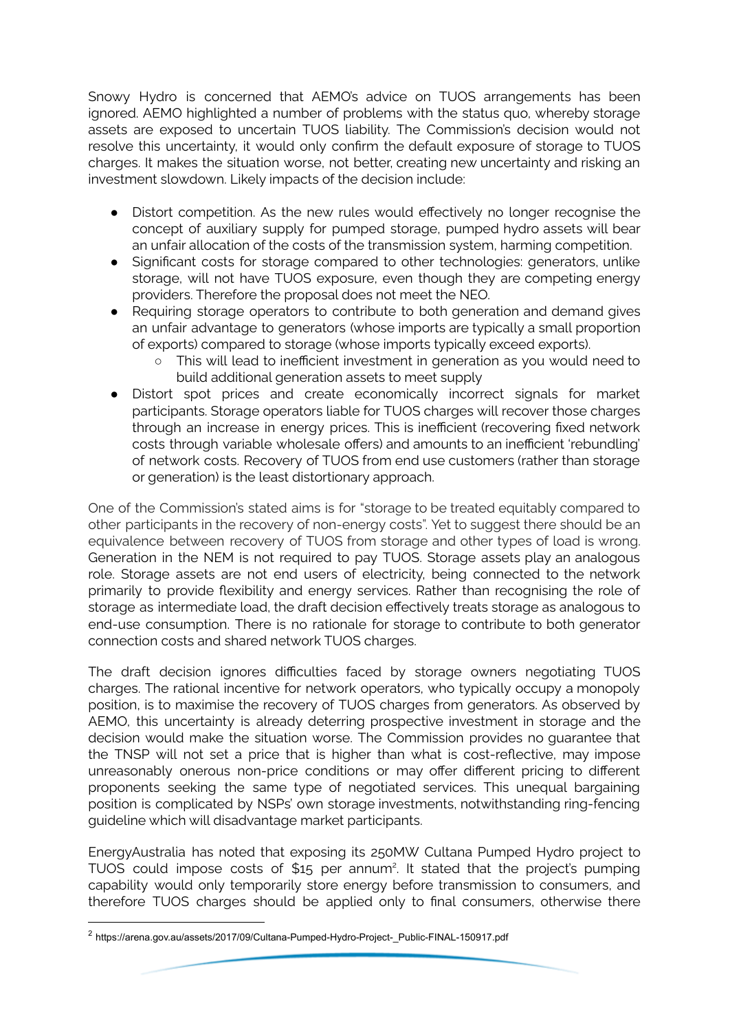Snowy Hydro is concerned that AEMO's advice on TUOS arrangements has been ignored. AEMO highlighted a number of problems with the status quo, whereby storage assets are exposed to uncertain TUOS liability. The Commission's decision would not resolve this uncertainty, it would only confirm the default exposure of storage to TUOS charges. It makes the situation worse, not better, creating new uncertainty and risking an investment slowdown. Likely impacts of the decision include:

- Distort competition. As the new rules would effectively no longer recognise the concept of auxiliary supply for pumped storage, pumped hydro assets will bear an unfair allocation of the costs of the transmission system, harming competition.
- Significant costs for storage compared to other technologies: generators, unlike storage, will not have TUOS exposure, even though they are competing energy providers. Therefore the proposal does not meet the NEO.
- Requiring storage operators to contribute to both generation and demand gives an unfair advantage to generators (whose imports are typically a small proportion of exports) compared to storage (whose imports typically exceed exports).
    - This will lead to inefficient investment in generation as you would need to build additional generation assets to meet supply
- Distort spot prices and create economically incorrect signals for market participants. Storage operators liable for TUOS charges will recover those charges through an increase in energy prices. This is inefficient (recovering fixed network costs through variable wholesale offers) and amounts to an inefficient 'rebundling' of network costs. Recovery of TUOS from end use customers (rather than storage or generation) is the least distortionary approach.

One of the Commission's stated aims is for "storage to be treated equitably compared to other participants in the recovery of non-energy costs". Yet to suggest there should be an equivalence between recovery of TUOS from storage and other types of load is wrong. Generation in the NEM is not required to pay TUOS. Storage assets play an analogous role. Storage assets are not end users of electricity, being connected to the network primarily to provide flexibility and energy services. Rather than recognising the role of storage as intermediate load, the draft decision effectively treats storage as analogous to end-use consumption. There is no rationale for storage to contribute to both generator connection costs and shared network TUOS charges.

The draft decision ignores difficulties faced by storage owners negotiating TUOS charges. The rational incentive for network operators, who typically occupy a monopoly position, is to maximise the recovery of TUOS charges from generators. As observed by AEMO, this uncertainty is already deterring prospective investment in storage and the decision would make the situation worse. The Commission provides no guarantee that the TNSP will not set a price that is higher than what is cost-reflective, may impose unreasonably onerous non-price conditions or may offer different pricing to different proponents seeking the same type of negotiated services. This unequal bargaining position is complicated by NSPs' own storage investments, notwithstanding ring-fencing guideline which will disadvantage market participants.

EnergyAustralia has noted that exposing its 250MW Cultana Pumped Hydro project to TUOS could impose costs of $15 per annum[2]. It stated that the project's pumping capability would only temporarily store energy before transmission to consumers, and therefore TUOS charges should be applied only to final consumers, otherwise there

---

[2] https://arena.gov.au/assets/2017/09/Cultana-Pumped-Hydro-Project-_Public-FINAL-150917.pdf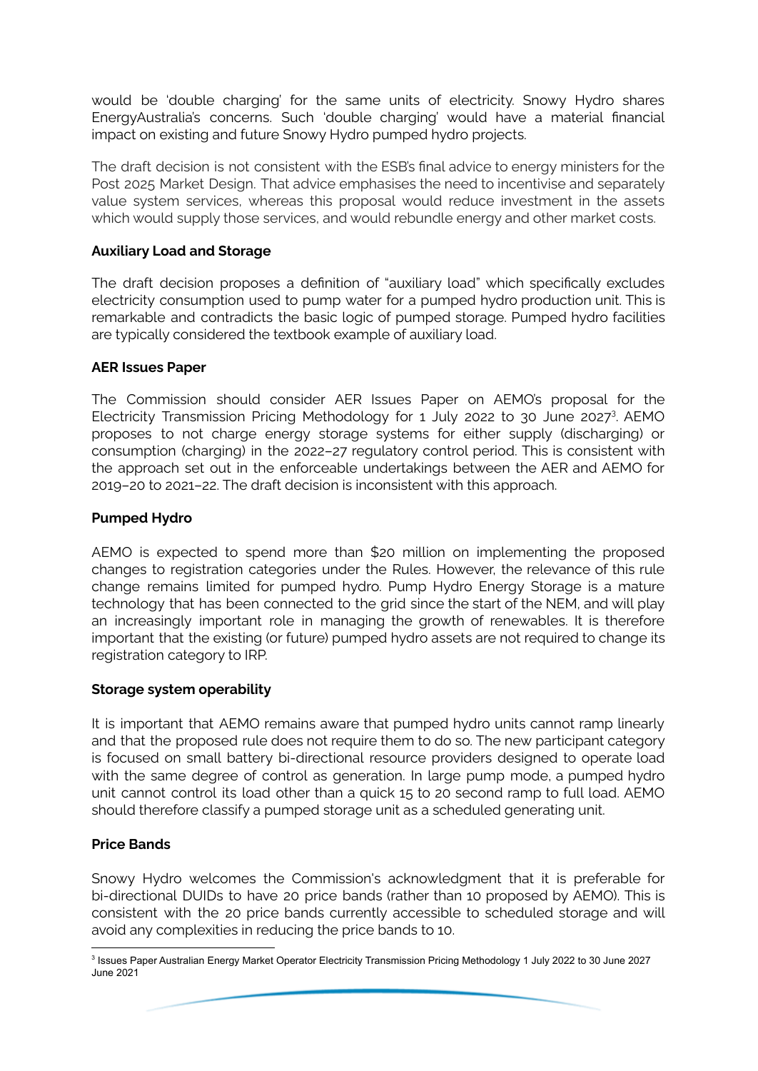would be 'double charging' for the same units of electricity. Snowy Hydro shares EnergyAustralia's concerns. Such 'double charging' would have a material financial impact on existing and future Snowy Hydro pumped hydro projects.

The draft decision is not consistent with the ESB's final advice to energy ministers for the Post 2025 Market Design. That advice emphasises the need to incentivise and separately value system services, whereas this proposal would reduce investment in the assets which would supply those services, and would rebundle energy and other market costs.

**Auxiliary Load and Storage**

The draft decision proposes a definition of "auxiliary load" which specifically excludes electricity consumption used to pump water for a pumped hydro production unit. This is remarkable and contradicts the basic logic of pumped storage. Pumped hydro facilities are typically considered the textbook example of auxiliary load.

**AER Issues Paper**

The Commission should consider AER Issues Paper on AEMO's proposal for the Electricity Transmission Pricing Methodology for 1 July 2022 to 30 June 2027[3]. AEMO proposes to not charge energy storage systems for either supply (discharging) or consumption (charging) in the 2022–27 regulatory control period. This is consistent with the approach set out in the enforceable undertakings between the AER and AEMO for 2019–20 to 2021–22. The draft decision is inconsistent with this approach.

**Pumped Hydro**

AEMO is expected to spend more than $20 million on implementing the proposed changes to registration categories under the Rules. However, the relevance of this rule change remains limited for pumped hydro. Pump Hydro Energy Storage is a mature technology that has been connected to the grid since the start of the NEM, and will play an increasingly important role in managing the growth of renewables. It is therefore important that the existing (or future) pumped hydro assets are not required to change its registration category to IRP.

**Storage system operability**

It is important that AEMO remains aware that pumped hydro units cannot ramp linearly and that the proposed rule does not require them to do so. The new participant category is focused on small battery bi-directional resource providers designed to operate load with the same degree of control as generation. In large pump mode, a pumped hydro unit cannot control its load other than a quick 15 to 20 second ramp to full load. AEMO should therefore classify a pumped storage unit as a scheduled generating unit.

**Price Bands**

Snowy Hydro welcomes the Commission's acknowledgment that it is preferable for bi-directional DUIDs to have 20 price bands (rather than 10 proposed by AEMO). This is consistent with the 20 price bands currently accessible to scheduled storage and will avoid any complexities in reducing the price bands to 10.

---

[3] Issues Paper Australian Energy Market Operator Electricity Transmission Pricing Methodology 1 July 2022 to 30 June 2027 June 2021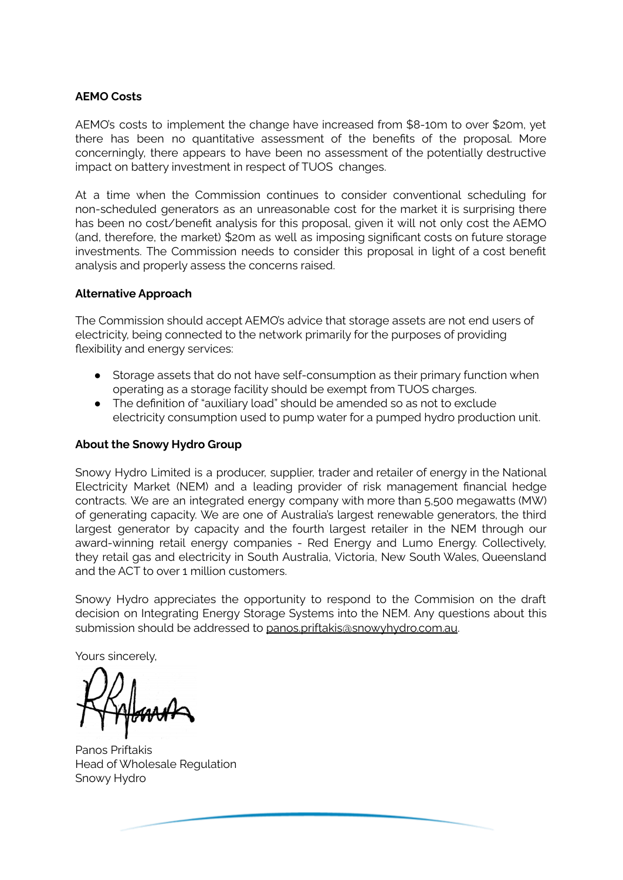**AEMO Costs**

AEMO's costs to implement the change have increased from $8-10m to over $20m, yet there has been no quantitative assessment of the benefits of the proposal. More concerningly, there appears to have been no assessment of the potentially destructive impact on battery investment in respect of TUOS changes.

At a time when the Commission continues to consider conventional scheduling for non-scheduled generators as an unreasonable cost for the market it is surprising there has been no cost/benefit analysis for this proposal, given it will not only cost the AEMO (and, therefore, the market) $20m as well as imposing significant costs on future storage investments. The Commission needs to consider this proposal in light of a cost benefit analysis and properly assess the concerns raised.

**Alternative Approach**

The Commission should accept AEMO's advice that storage assets are not end users of electricity, being connected to the network primarily for the purposes of providing flexibility and energy services:

- Storage assets that do not have self-consumption as their primary function when operating as a storage facility should be exempt from TUOS charges.
- The definition of "auxiliary load" should be amended so as not to exclude electricity consumption used to pump water for a pumped hydro production unit.

**About the Snowy Hydro Group**

Snowy Hydro Limited is a producer, supplier, trader and retailer of energy in the National Electricity Market (NEM) and a leading provider of risk management financial hedge contracts. We are an integrated energy company with more than 5,500 megawatts (MW) of generating capacity. We are one of Australia's largest renewable generators, the third largest generator by capacity and the fourth largest retailer in the NEM through our award-winning retail energy companies - Red Energy and Lumo Energy. Collectively, they retail gas and electricity in South Australia, Victoria, New South Wales, Queensland and the ACT to over 1 million customers.

Snowy Hydro appreciates the opportunity to respond to the Commision on the draft decision on Integrating Energy Storage Systems into the NEM. Any questions about this submission should be addressed to panos.priftakis@snowyhydro.com.au.

Yours sincerely,

Panos Priftakis
Head of Wholesale Regulation
Snowy Hydro